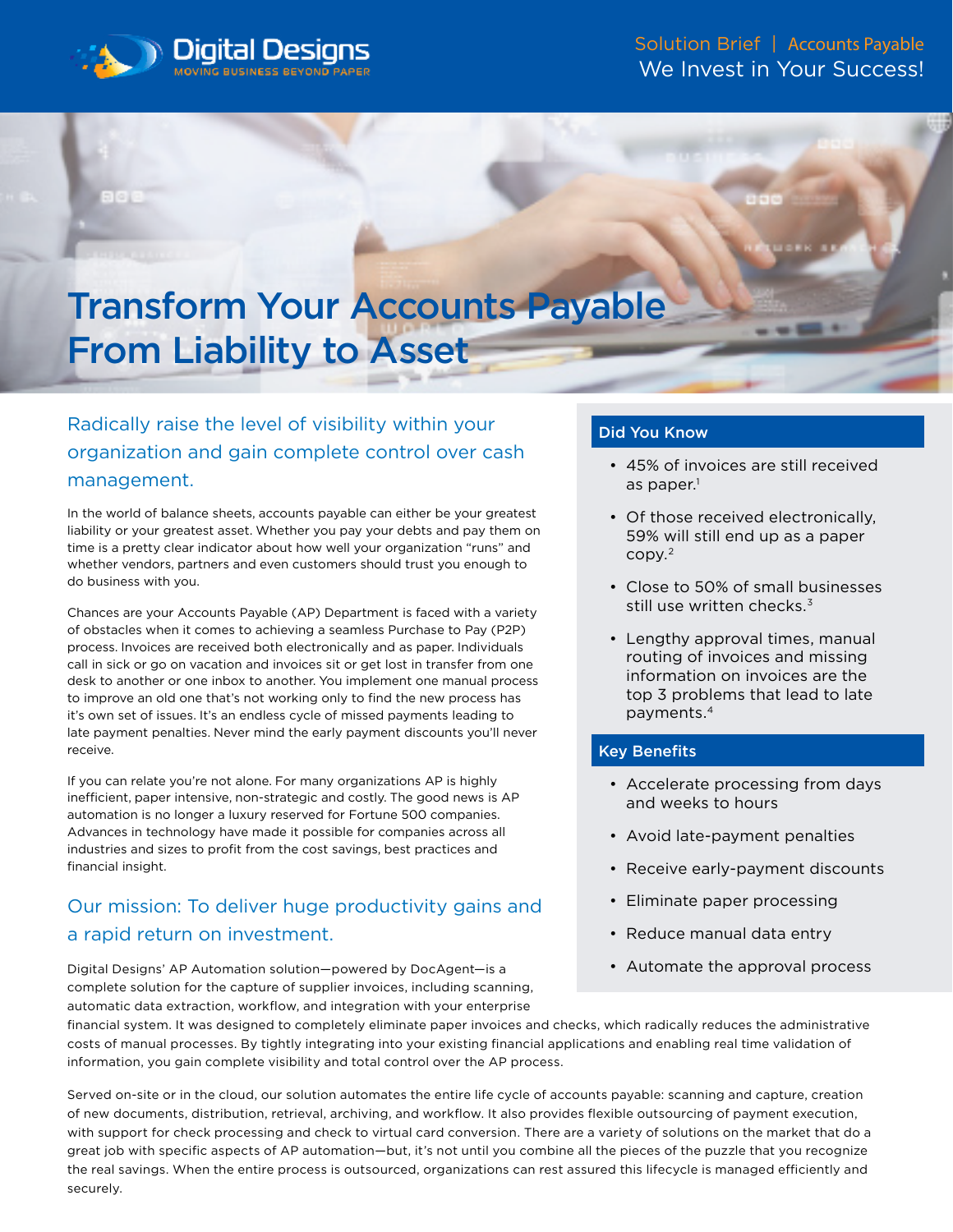Digital Designs
MOVING BUSINESS BEYOND PAPER

Solution Brief | Accounts Payable
We Invest in Your Success!

# Transform Your Accounts Payable From Liability to Asset

## Radically raise the level of visibility within your organization and gain complete control over cash management.

In the world of balance sheets, accounts payable can either be your greatest liability or your greatest asset. Whether you pay your debts and pay them on time is a pretty clear indicator about how well your organization "runs" and whether vendors, partners and even customers should trust you enough to do business with you.

Chances are your Accounts Payable (AP) Department is faced with a variety of obstacles when it comes to achieving a seamless Purchase to Pay (P2P) process. Invoices are received both electronically and as paper. Individuals call in sick or go on vacation and invoices sit or get lost in transfer from one desk to another or one inbox to another. You implement one manual process to improve an old one that's not working only to find the new process has it's own set of issues. It's an endless cycle of missed payments leading to late payment penalties. Never mind the early payment discounts you'll never receive.

If you can relate you're not alone. For many organizations AP is highly inefficient, paper intensive, non-strategic and costly. The good news is AP automation is no longer a luxury reserved for Fortune 500 companies. Advances in technology have made it possible for companies across all industries and sizes to profit from the cost savings, best practices and financial insight.

## Our mission: To deliver huge productivity gains and a rapid return on investment.

Digital Designs' AP Automation solution—powered by DocAgent—is a complete solution for the capture of supplier invoices, including scanning, automatic data extraction, workflow, and integration with your enterprise financial system. It was designed to completely eliminate paper invoices and checks, which radically reduces the administrative costs of manual processes. By tightly integrating into your existing financial applications and enabling real time validation of information, you gain complete visibility and total control over the AP process.

Served on-site or in the cloud, our solution automates the entire life cycle of accounts payable: scanning and capture, creation of new documents, distribution, retrieval, archiving, and workflow. It also provides flexible outsourcing of payment execution, with support for check processing and check to virtual card conversion. There are a variety of solutions on the market that do a great job with specific aspects of AP automation—but, it's not until you combine all the pieces of the puzzle that you recognize the real savings. When the entire process is outsourced, organizations can rest assured this lifecycle is managed efficiently and securely.

### Did You Know

- 45% of invoices are still received as paper.[1]
- Of those received electronically, 59% will still end up as a paper copy.[2]
- Close to 50% of small businesses still use written checks.[3]
- Lengthy approval times, manual routing of invoices and missing information on invoices are the top 3 problems that lead to late payments.[4]

### Key Benefits

- Accelerate processing from days and weeks to hours
- Avoid late-payment penalties
- Receive early-payment discounts
- Eliminate paper processing
- Reduce manual data entry
- Automate the approval process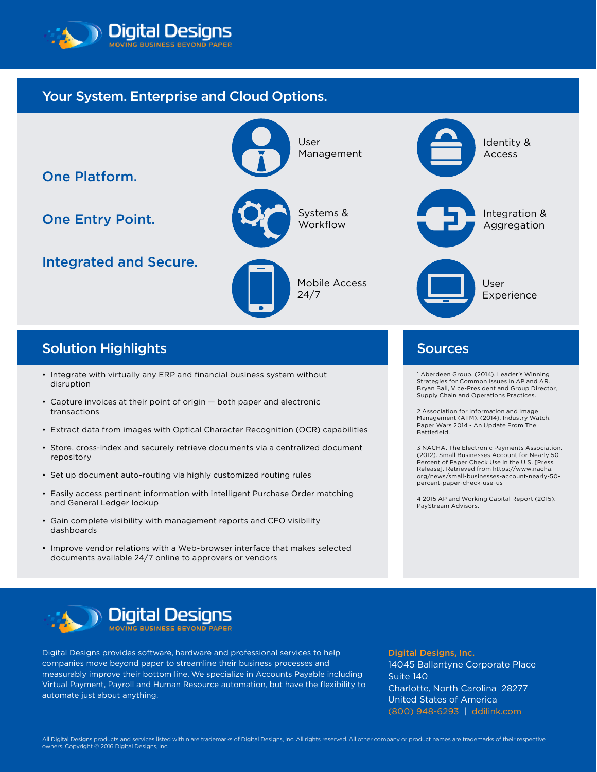Digital Designs
MOVING BUSINESS BEYOND PAPER

## Your System. Enterprise and Cloud Options.

**One Platform.**

**One Entry Point.**

**Integrated and Secure.**

- User Management
- Identity & Access
- Systems & Workflow
- Integration & Aggregation
- Mobile Access 24/7
- User Experience

## Solution Highlights

- Integrate with virtually any ERP and financial business system without disruption
- Capture invoices at their point of origin — both paper and electronic transactions
- Extract data from images with Optical Character Recognition (OCR) capabilities
- Store, cross-index and securely retrieve documents via a centralized document repository
- Set up document auto-routing via highly customized routing rules
- Easily access pertinent information with intelligent Purchase Order matching and General Ledger lookup
- Gain complete visibility with management reports and CFO visibility dashboards
- Improve vendor relations with a Web-browser interface that makes selected documents available 24/7 online to approvers or vendors

## Sources

1 Aberdeen Group. (2014). Leader's Winning Strategies for Common Issues in AP and AR. Bryan Ball, Vice-President and Group Director, Supply Chain and Operations Practices.

2 Association for Information and Image Management (AIIM). (2014). Industry Watch. Paper Wars 2014 - An Update From The Battlefield.

3 NACHA. The Electronic Payments Association. (2012). Small Businesses Account for Nearly 50 Percent of Paper Check Use in the U.S. [Press Release]. Retrieved from https://www.nacha.org/news/small-businesses-account-nearly-50-percent-paper-check-use-us

4 2015 AP and Working Capital Report (2015). PayStream Advisors.

Digital Designs
MOVING BUSINESS BEYOND PAPER

Digital Designs provides software, hardware and professional services to help companies move beyond paper to streamline their business processes and measurably improve their bottom line. We specialize in Accounts Payable including Virtual Payment, Payroll and Human Resource automation, but have the flexibility to automate just about anything.

**Digital Designs, Inc.**
14045 Ballantyne Corporate Place
Suite 140
Charlotte, North Carolina 28277
United States of America
(800) 948-6293 | ddilink.com

All Digital Designs products and services listed within are trademarks of Digital Designs, Inc. All rights reserved. All other company or product names are trademarks of their respective owners. Copyright © 2016 Digital Designs, Inc.